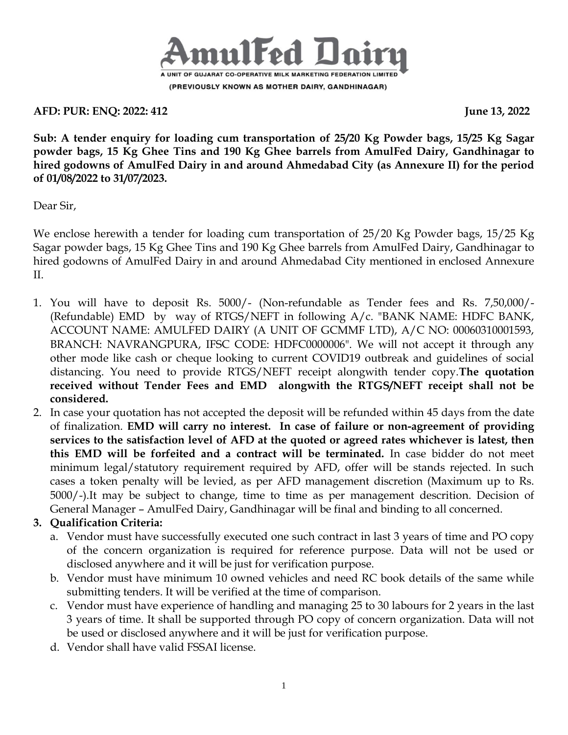# AmulFed Dairy

A UNIT OF GUJARAT CO-OPERATIVE MILK MARKETING FEDERATION LIMITED

(PREVIOUSLY KNOWN AS MOTHER DAIRY, GANDHINAGAR)

**AFD: PUR: ENQ: 2022: 412** **June 13, 2022**

**Sub: A tender enquiry for loading cum transportation of 25/20 Kg Powder bags, 15/25 Kg Sagar powder bags, 15 Kg Ghee Tins and 190 Kg Ghee barrels from AmulFed Dairy, Gandhinagar to hired godowns of AmulFed Dairy in and around Ahmedabad City (as Annexure II) for the period of 01/08/2022 to 31/07/2023.**

Dear Sir,

We enclose herewith a tender for loading cum transportation of 25/20 Kg Powder bags, 15/25 Kg Sagar powder bags, 15 Kg Ghee Tins and 190 Kg Ghee barrels from AmulFed Dairy, Gandhinagar to hired godowns of AmulFed Dairy in and around Ahmedabad City mentioned in enclosed Annexure II.

1. You will have to deposit Rs. 5000/- (Non-refundable as Tender fees and Rs. 7,50,000/- (Refundable) EMD by way of RTGS/NEFT in following A/c. "BANK NAME: HDFC BANK, ACCOUNT NAME: AMULFED DAIRY (A UNIT OF GCMMF LTD), A/C NO: 00060310001593, BRANCH: NAVRANGPURA, IFSC CODE: HDFC0000006". We will not accept it through any other mode like cash or cheque looking to current COVID19 outbreak and guidelines of social distancing. You need to provide RTGS/NEFT receipt alongwith tender copy. **The quotation received without Tender Fees and EMD alongwith the RTGS/NEFT receipt shall not be considered.**
2. In case your quotation has not accepted the deposit will be refunded within 45 days from the date of finalization. **EMD will carry no interest. In case of failure or non-agreement of providing services to the satisfaction level of AFD at the quoted or agreed rates whichever is latest, then this EMD will be forfeited and a contract will be terminated.** In case bidder do not meet minimum legal/statutory requirement required by AFD, offer will be stands rejected. In such cases a token penalty will be levied, as per AFD management discretion (Maximum up to Rs. 5000/-).It may be subject to change, time to time as per management descrition. Decision of General Manager – AmulFed Dairy, Gandhinagar will be final and binding to all concerned.
3. **Qualification Criteria:**
   a. Vendor must have successfully executed one such contract in last 3 years of time and PO copy of the concern organization is required for reference purpose. Data will not be used or disclosed anywhere and it will be just for verification purpose.
   b. Vendor must have minimum 10 owned vehicles and need RC book details of the same while submitting tenders. It will be verified at the time of comparison.
   c. Vendor must have experience of handling and managing 25 to 30 labours for 2 years in the last 3 years of time. It shall be supported through PO copy of concern organization. Data will not be used or disclosed anywhere and it will be just for verification purpose.
   d. Vendor shall have valid FSSAI license.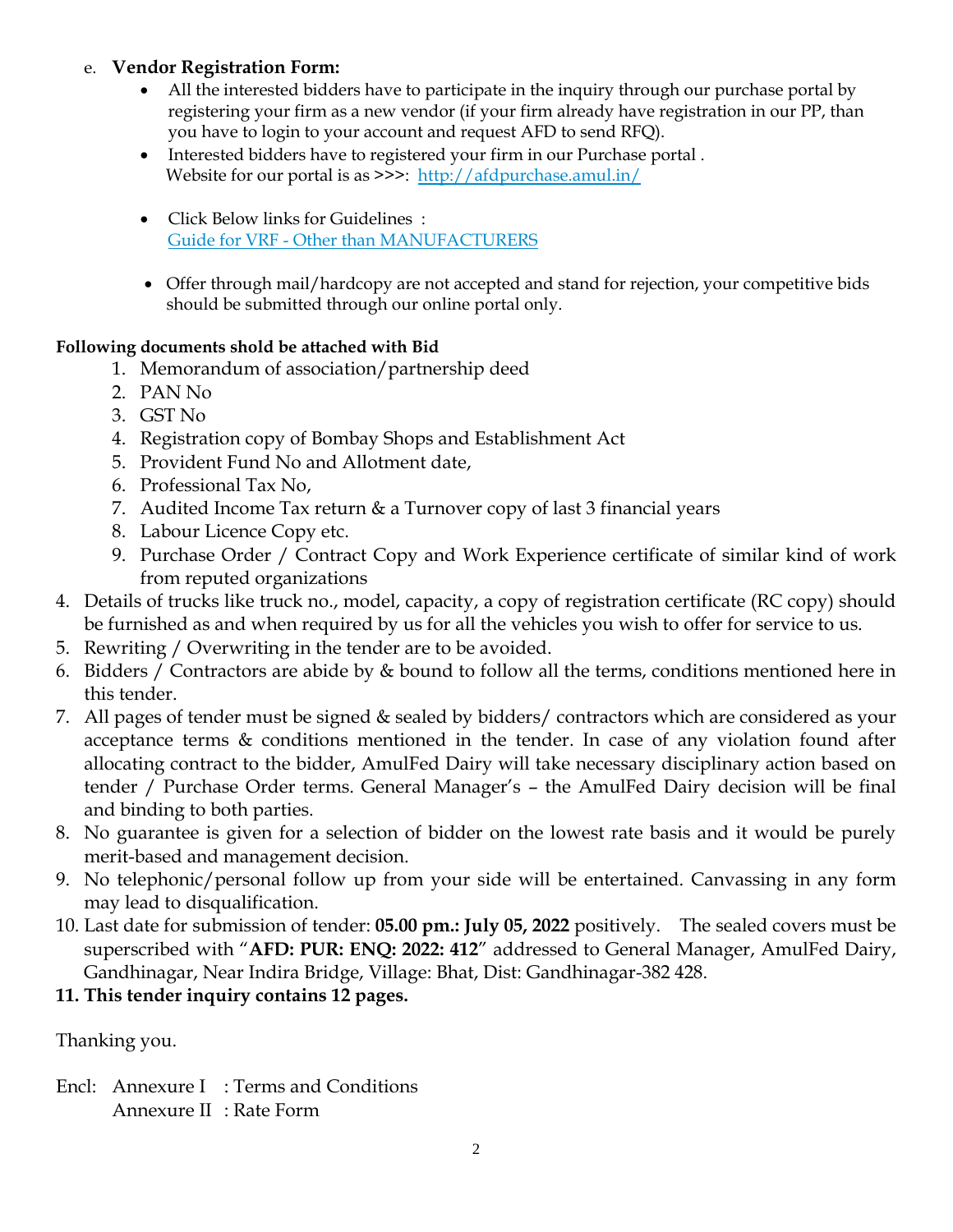e. **Vendor Registration Form:**
   - All the interested bidders have to participate in the inquiry through our purchase portal by registering your firm as a new vendor (if your firm already have registration in our PP, than you have to login to your account and request AFD to send RFQ).
   - Interested bidders have to registered your firm in our Purchase portal . Website for our portal is as >>>: [http://afdpurchase.amul.in/](http://afdpurchase.amul.in/)
   - Click Below links for Guidelines : [Guide for VRF - Other than MANUFACTURERS]()
   - Offer through mail/hardcopy are not accepted and stand for rejection, your competitive bids should be submitted through our online portal only.

**Following documents shold be attached with Bid**

1. Memorandum of association/partnership deed
2. PAN No
3. GST No
4. Registration copy of Bombay Shops and Establishment Act
5. Provident Fund No and Allotment date,
6. Professional Tax No,
7. Audited Income Tax return & a Turnover copy of last 3 financial years
8. Labour Licence Copy etc.
9. Purchase Order / Contract Copy and Work Experience certificate of similar kind of work from reputed organizations

4. Details of trucks like truck no., model, capacity, a copy of registration certificate (RC copy) should be furnished as and when required by us for all the vehicles you wish to offer for service to us.
5. Rewriting / Overwriting in the tender are to be avoided.
6. Bidders / Contractors are abide by & bound to follow all the terms, conditions mentioned here in this tender.
7. All pages of tender must be signed & sealed by bidders/ contractors which are considered as your acceptance terms & conditions mentioned in the tender. In case of any violation found after allocating contract to the bidder, AmulFed Dairy will take necessary disciplinary action based on tender / Purchase Order terms. General Manager's – the AmulFed Dairy decision will be final and binding to both parties.
8. No guarantee is given for a selection of bidder on the lowest rate basis and it would be purely merit-based and management decision.
9. No telephonic/personal follow up from your side will be entertained. Canvassing in any form may lead to disqualification.
10. Last date for submission of tender: **05.00 pm.: July 05, 2022** positively. The sealed covers must be superscribed with "**AFD: PUR: ENQ: 2022: 412**" addressed to General Manager, AmulFed Dairy, Gandhinagar, Near Indira Bridge, Village: Bhat, Dist: Gandhinagar-382 428.
11. **This tender inquiry contains 12 pages.**

Thanking you.

Encl: Annexure I : Terms and Conditions
Annexure II : Rate Form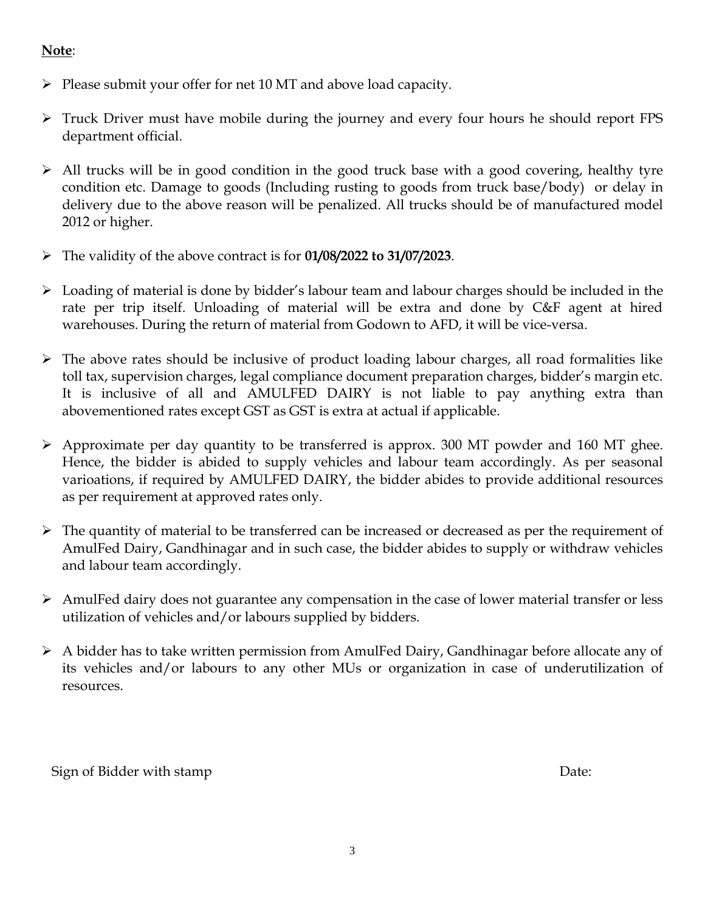**Note**:

- Please submit your offer for net 10 MT and above load capacity.
- Truck Driver must have mobile during the journey and every four hours he should report FPS department official.
- All trucks will be in good condition in the good truck base with a good covering, healthy tyre condition etc. Damage to goods (Including rusting to goods from truck base/body) or delay in delivery due to the above reason will be penalized. All trucks should be of manufactured model 2012 or higher.
- The validity of the above contract is for **01/08/2022 to 31/07/2023**.
- Loading of material is done by bidder's labour team and labour charges should be included in the rate per trip itself. Unloading of material will be extra and done by C&F agent at hired warehouses. During the return of material from Godown to AFD, it will be vice-versa.
- The above rates should be inclusive of product loading labour charges, all road formalities like toll tax, supervision charges, legal compliance document preparation charges, bidder's margin etc. It is inclusive of all and AMULFED DAIRY is not liable to pay anything extra than abovementioned rates except GST as GST is extra at actual if applicable.
- Approximate per day quantity to be transferred is approx. 300 MT powder and 160 MT ghee. Hence, the bidder is abided to supply vehicles and labour team accordingly. As per seasonal varioations, if required by AMULFED DAIRY, the bidder abides to provide additional resources as per requirement at approved rates only.
- The quantity of material to be transferred can be increased or decreased as per the requirement of AmulFed Dairy, Gandhinagar and in such case, the bidder abides to supply or withdraw vehicles and labour team accordingly.
- AmulFed dairy does not guarantee any compensation in the case of lower material transfer or less utilization of vehicles and/or labours supplied by bidders.
- A bidder has to take written permission from AmulFed Dairy, Gandhinagar before allocate any of its vehicles and/or labours to any other MUs or organization in case of underutilization of resources.

Sign of Bidder with stamp                                                                                    Date: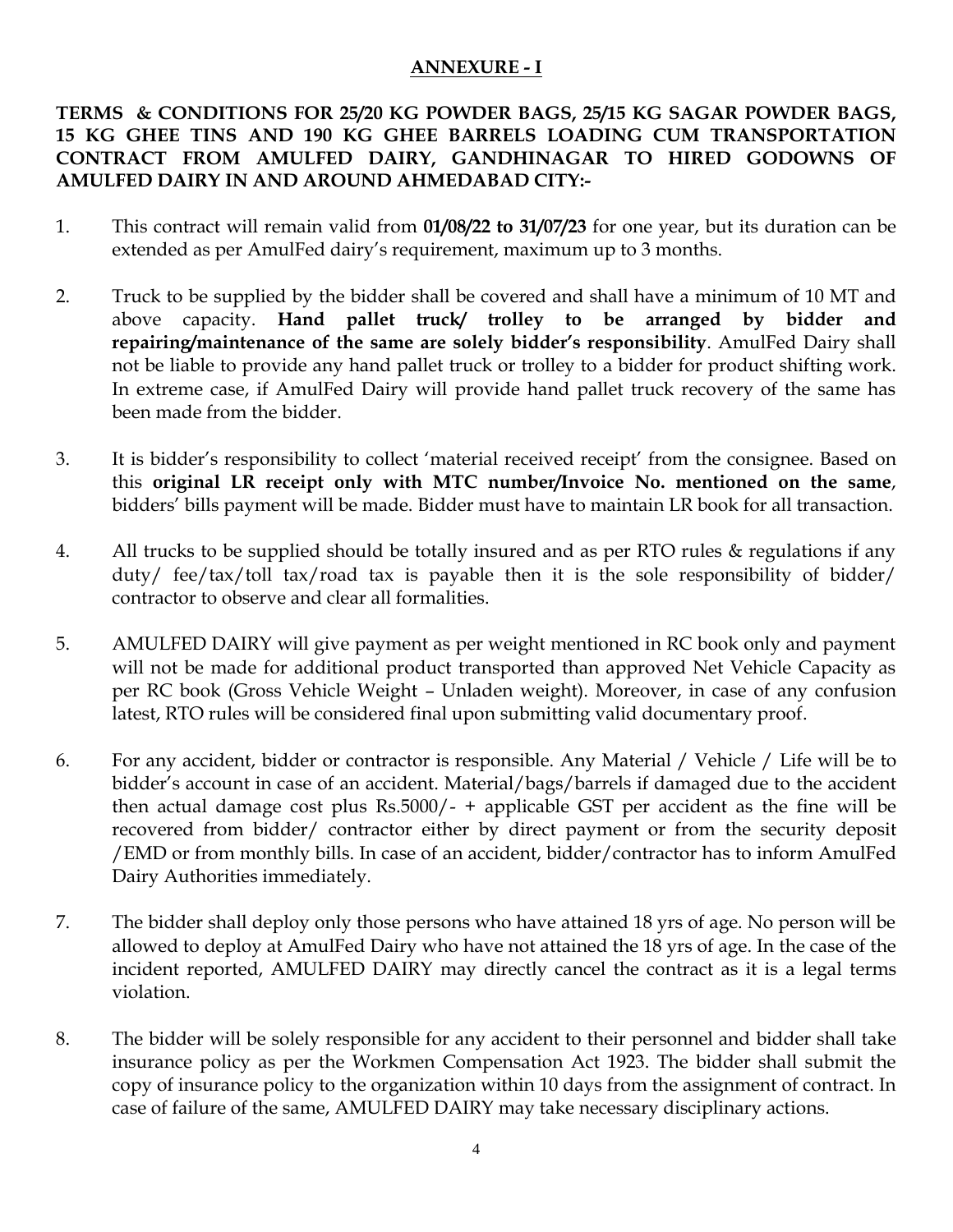## ANNEXURE - I

**TERMS & CONDITIONS FOR 25/20 KG POWDER BAGS, 25/15 KG SAGAR POWDER BAGS, 15 KG GHEE TINS AND 190 KG GHEE BARRELS LOADING CUM TRANSPORTATION CONTRACT FROM AMULFED DAIRY, GANDHINAGAR TO HIRED GODOWNS OF AMULFED DAIRY IN AND AROUND AHMEDABAD CITY:-**

1. This contract will remain valid from **01/08/22 to 31/07/23** for one year, but its duration can be extended as per AmulFed dairy's requirement, maximum up to 3 months.

2. Truck to be supplied by the bidder shall be covered and shall have a minimum of 10 MT and above capacity. **Hand pallet truck/ trolley to be arranged by bidder and repairing/maintenance of the same are solely bidder's responsibility**. AmulFed Dairy shall not be liable to provide any hand pallet truck or trolley to a bidder for product shifting work. In extreme case, if AmulFed Dairy will provide hand pallet truck recovery of the same has been made from the bidder.

3. It is bidder's responsibility to collect 'material received receipt' from the consignee. Based on this **original LR receipt only with MTC number/Invoice No. mentioned on the same**, bidders' bills payment will be made. Bidder must have to maintain LR book for all transaction.

4. All trucks to be supplied should be totally insured and as per RTO rules & regulations if any duty/ fee/tax/toll tax/road tax is payable then it is the sole responsibility of bidder/ contractor to observe and clear all formalities.

5. AMULFED DAIRY will give payment as per weight mentioned in RC book only and payment will not be made for additional product transported than approved Net Vehicle Capacity as per RC book (Gross Vehicle Weight – Unladen weight). Moreover, in case of any confusion latest, RTO rules will be considered final upon submitting valid documentary proof.

6. For any accident, bidder or contractor is responsible. Any Material / Vehicle / Life will be to bidder's account in case of an accident. Material/bags/barrels if damaged due to the accident then actual damage cost plus Rs.5000/- + applicable GST per accident as the fine will be recovered from bidder/ contractor either by direct payment or from the security deposit /EMD or from monthly bills. In case of an accident, bidder/contractor has to inform AmulFed Dairy Authorities immediately.

7. The bidder shall deploy only those persons who have attained 18 yrs of age. No person will be allowed to deploy at AmulFed Dairy who have not attained the 18 yrs of age. In the case of the incident reported, AMULFED DAIRY may directly cancel the contract as it is a legal terms violation.

8. The bidder will be solely responsible for any accident to their personnel and bidder shall take insurance policy as per the Workmen Compensation Act 1923. The bidder shall submit the copy of insurance policy to the organization within 10 days from the assignment of contract. In case of failure of the same, AMULFED DAIRY may take necessary disciplinary actions.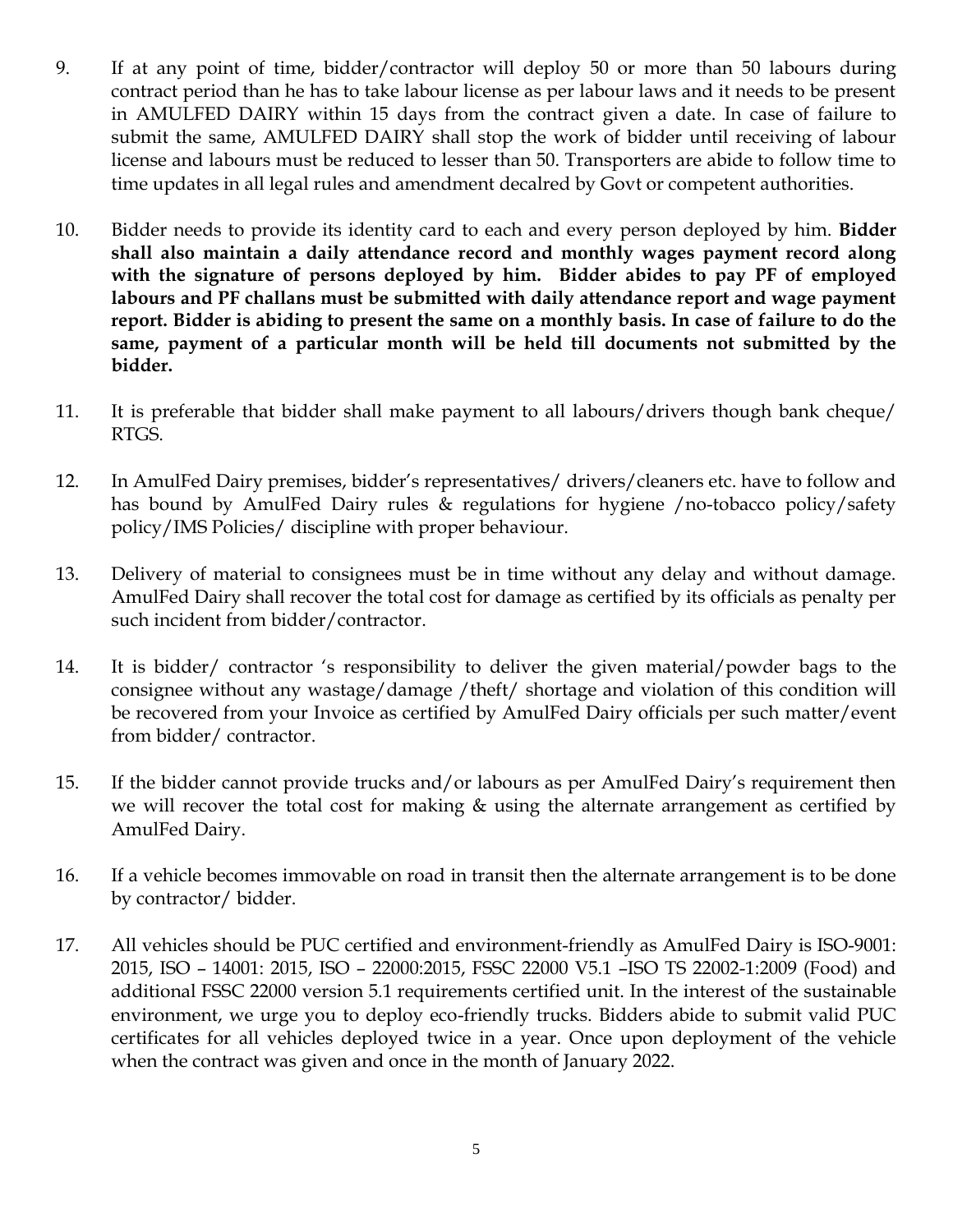9. If at any point of time, bidder/contractor will deploy 50 or more than 50 labours during contract period than he has to take labour license as per labour laws and it needs to be present in AMULFED DAIRY within 15 days from the contract given a date. In case of failure to submit the same, AMULFED DAIRY shall stop the work of bidder until receiving of labour license and labours must be reduced to lesser than 50. Transporters are abide to follow time to time updates in all legal rules and amendment decalred by Govt or competent authorities.

10. Bidder needs to provide its identity card to each and every person deployed by him. **Bidder shall also maintain a daily attendance record and monthly wages payment record along with the signature of persons deployed by him. Bidder abides to pay PF of employed labours and PF challans must be submitted with daily attendance report and wage payment report. Bidder is abiding to present the same on a monthly basis. In case of failure to do the same, payment of a particular month will be held till documents not submitted by the bidder.**

11. It is preferable that bidder shall make payment to all labours/drivers though bank cheque/ RTGS.

12. In AmulFed Dairy premises, bidder's representatives/ drivers/cleaners etc. have to follow and has bound by AmulFed Dairy rules & regulations for hygiene /no-tobacco policy/safety policy/IMS Policies/ discipline with proper behaviour.

13. Delivery of material to consignees must be in time without any delay and without damage. AmulFed Dairy shall recover the total cost for damage as certified by its officials as penalty per such incident from bidder/contractor.

14. It is bidder/ contractor 's responsibility to deliver the given material/powder bags to the consignee without any wastage/damage /theft/ shortage and violation of this condition will be recovered from your Invoice as certified by AmulFed Dairy officials per such matter/event from bidder/ contractor.

15. If the bidder cannot provide trucks and/or labours as per AmulFed Dairy's requirement then we will recover the total cost for making & using the alternate arrangement as certified by AmulFed Dairy.

16. If a vehicle becomes immovable on road in transit then the alternate arrangement is to be done by contractor/ bidder.

17. All vehicles should be PUC certified and environment-friendly as AmulFed Dairy is ISO-9001: 2015, ISO – 14001: 2015, ISO – 22000:2015, FSSC 22000 V5.1 –ISO TS 22002-1:2009 (Food) and additional FSSC 22000 version 5.1 requirements certified unit. In the interest of the sustainable environment, we urge you to deploy eco-friendly trucks. Bidders abide to submit valid PUC certificates for all vehicles deployed twice in a year. Once upon deployment of the vehicle when the contract was given and once in the month of January 2022.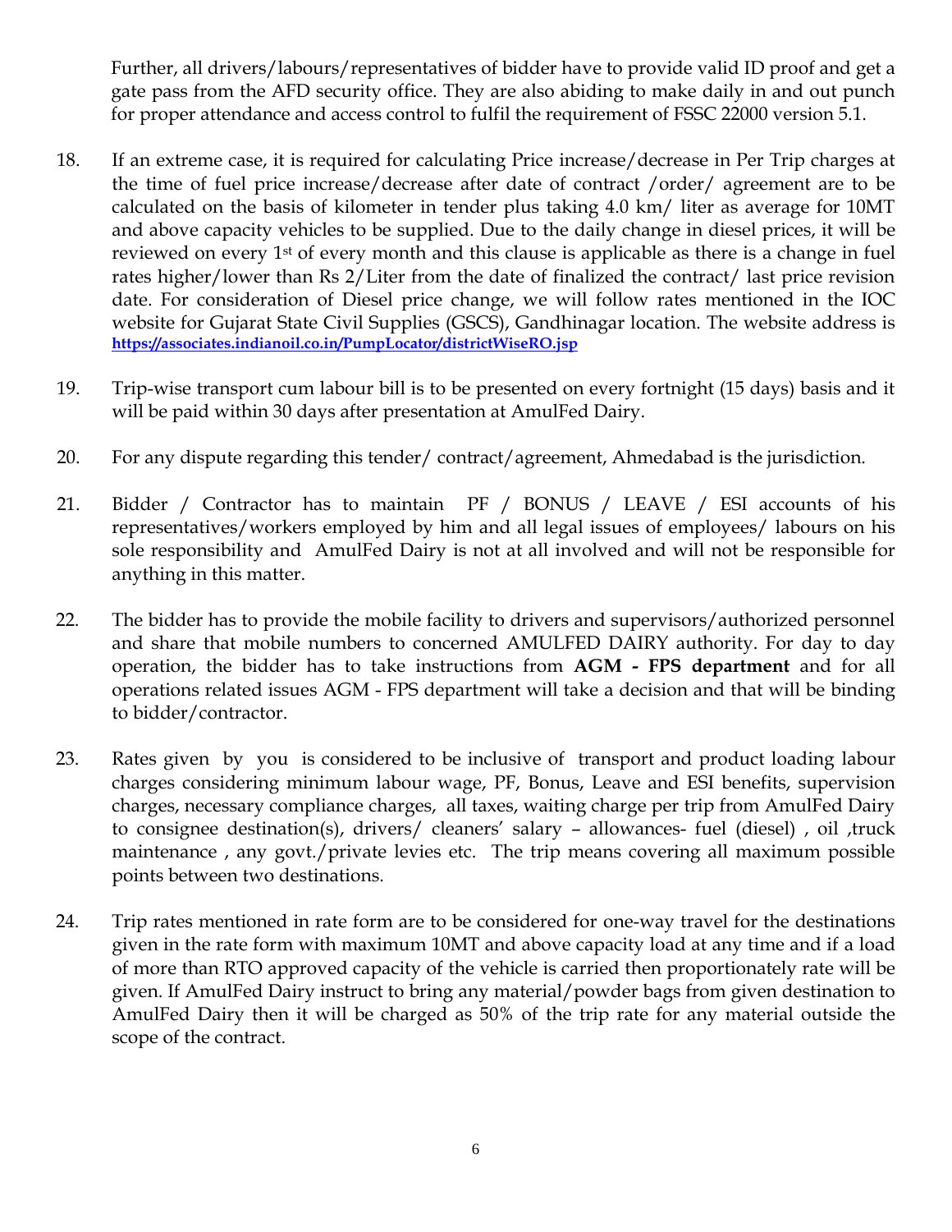Further, all drivers/labours/representatives of bidder have to provide valid ID proof and get a gate pass from the AFD security office. They are also abiding to make daily in and out punch for proper attendance and access control to fulfil the requirement of FSSC 22000 version 5.1.

18. If an extreme case, it is required for calculating Price increase/decrease in Per Trip charges at the time of fuel price increase/decrease after date of contract /order/ agreement are to be calculated on the basis of kilometer in tender plus taking 4.0 km/ liter as average for 10MT and above capacity vehicles to be supplied. Due to the daily change in diesel prices, it will be reviewed on every 1st of every month and this clause is applicable as there is a change in fuel rates higher/lower than Rs 2/Liter from the date of finalized the contract/ last price revision date. For consideration of Diesel price change, we will follow rates mentioned in the IOC website for Gujarat State Civil Supplies (GSCS), Gandhinagar location. The website address is https://associates.indianoil.co.in/PumpLocator/districtWiseRO.jsp

19. Trip-wise transport cum labour bill is to be presented on every fortnight (15 days) basis and it will be paid within 30 days after presentation at AmulFed Dairy.

20. For any dispute regarding this tender/ contract/agreement, Ahmedabad is the jurisdiction.

21. Bidder / Contractor has to maintain PF / BONUS / LEAVE / ESI accounts of his representatives/workers employed by him and all legal issues of employees/ labours on his sole responsibility and AmulFed Dairy is not at all involved and will not be responsible for anything in this matter.

22. The bidder has to provide the mobile facility to drivers and supervisors/authorized personnel and share that mobile numbers to concerned AMULFED DAIRY authority. For day to day operation, the bidder has to take instructions from **AGM - FPS department** and for all operations related issues AGM - FPS department will take a decision and that will be binding to bidder/contractor.

23. Rates given by you is considered to be inclusive of transport and product loading labour charges considering minimum labour wage, PF, Bonus, Leave and ESI benefits, supervision charges, necessary compliance charges, all taxes, waiting charge per trip from AmulFed Dairy to consignee destination(s), drivers/ cleaners' salary – allowances- fuel (diesel) , oil ,truck maintenance , any govt./private levies etc. The trip means covering all maximum possible points between two destinations.

24. Trip rates mentioned in rate form are to be considered for one-way travel for the destinations given in the rate form with maximum 10MT and above capacity load at any time and if a load of more than RTO approved capacity of the vehicle is carried then proportionately rate will be given. If AmulFed Dairy instruct to bring any material/powder bags from given destination to AmulFed Dairy then it will be charged as 50% of the trip rate for any material outside the scope of the contract.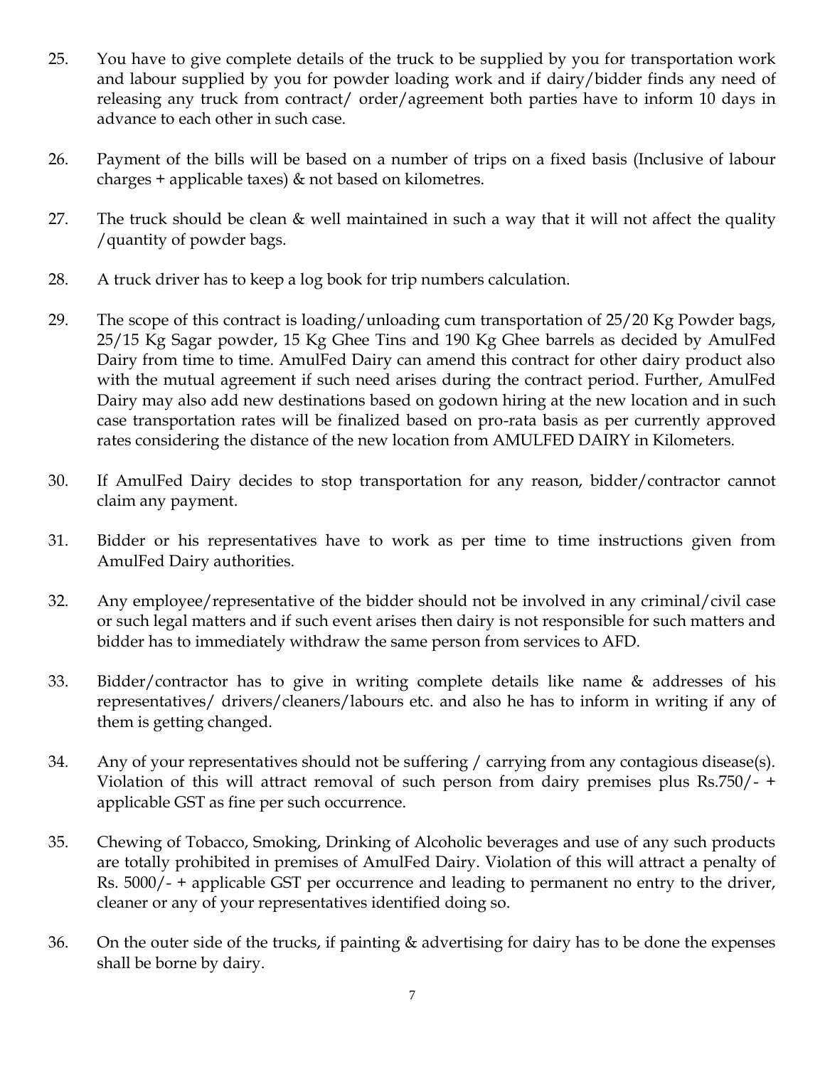25. You have to give complete details of the truck to be supplied by you for transportation work and labour supplied by you for powder loading work and if dairy/bidder finds any need of releasing any truck from contract/ order/agreement both parties have to inform 10 days in advance to each other in such case.

26. Payment of the bills will be based on a number of trips on a fixed basis (Inclusive of labour charges + applicable taxes) & not based on kilometres.

27. The truck should be clean & well maintained in such a way that it will not affect the quality /quantity of powder bags.

28. A truck driver has to keep a log book for trip numbers calculation.

29. The scope of this contract is loading/unloading cum transportation of 25/20 Kg Powder bags, 25/15 Kg Sagar powder, 15 Kg Ghee Tins and 190 Kg Ghee barrels as decided by AmulFed Dairy from time to time. AmulFed Dairy can amend this contract for other dairy product also with the mutual agreement if such need arises during the contract period. Further, AmulFed Dairy may also add new destinations based on godown hiring at the new location and in such case transportation rates will be finalized based on pro-rata basis as per currently approved rates considering the distance of the new location from AMULFED DAIRY in Kilometers.

30. If AmulFed Dairy decides to stop transportation for any reason, bidder/contractor cannot claim any payment.

31. Bidder or his representatives have to work as per time to time instructions given from AmulFed Dairy authorities.

32. Any employee/representative of the bidder should not be involved in any criminal/civil case or such legal matters and if such event arises then dairy is not responsible for such matters and bidder has to immediately withdraw the same person from services to AFD.

33. Bidder/contractor has to give in writing complete details like name & addresses of his representatives/ drivers/cleaners/labours etc. and also he has to inform in writing if any of them is getting changed.

34. Any of your representatives should not be suffering / carrying from any contagious disease(s). Violation of this will attract removal of such person from dairy premises plus Rs.750/- + applicable GST as fine per such occurrence.

35. Chewing of Tobacco, Smoking, Drinking of Alcoholic beverages and use of any such products are totally prohibited in premises of AmulFed Dairy. Violation of this will attract a penalty of Rs. 5000/- + applicable GST per occurrence and leading to permanent no entry to the driver, cleaner or any of your representatives identified doing so.

36. On the outer side of the trucks, if painting & advertising for dairy has to be done the expenses shall be borne by dairy.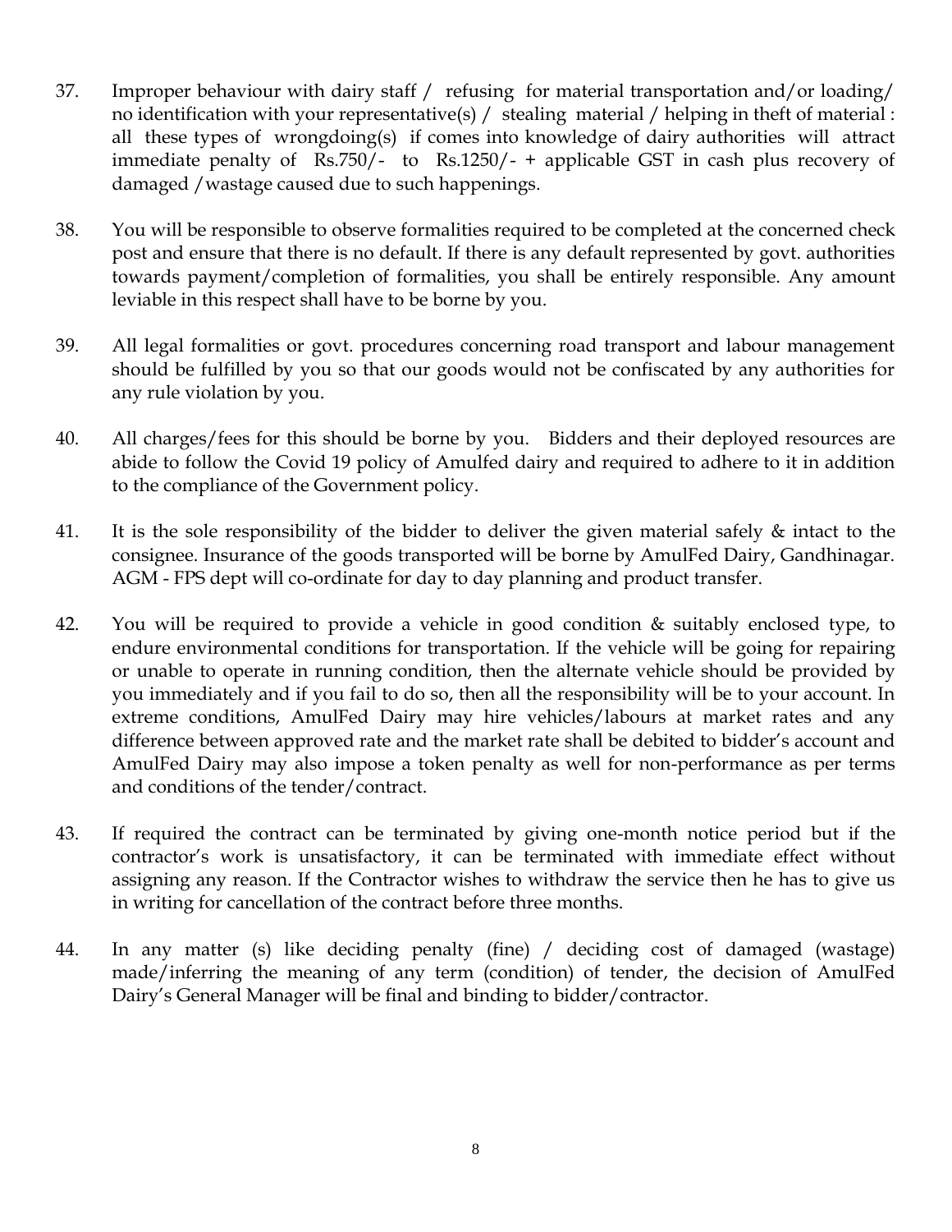37. Improper behaviour with dairy staff / refusing for material transportation and/or loading/ no identification with your representative(s) / stealing material / helping in theft of material : all these types of wrongdoing(s) if comes into knowledge of dairy authorities will attract immediate penalty of Rs.750/- to Rs.1250/- + applicable GST in cash plus recovery of damaged /wastage caused due to such happenings.

38. You will be responsible to observe formalities required to be completed at the concerned check post and ensure that there is no default. If there is any default represented by govt. authorities towards payment/completion of formalities, you shall be entirely responsible. Any amount leviable in this respect shall have to be borne by you.

39. All legal formalities or govt. procedures concerning road transport and labour management should be fulfilled by you so that our goods would not be confiscated by any authorities for any rule violation by you.

40. All charges/fees for this should be borne by you. Bidders and their deployed resources are abide to follow the Covid 19 policy of Amulfed dairy and required to adhere to it in addition to the compliance of the Government policy.

41. It is the sole responsibility of the bidder to deliver the given material safely & intact to the consignee. Insurance of the goods transported will be borne by AmulFed Dairy, Gandhinagar. AGM - FPS dept will co-ordinate for day to day planning and product transfer.

42. You will be required to provide a vehicle in good condition & suitably enclosed type, to endure environmental conditions for transportation. If the vehicle will be going for repairing or unable to operate in running condition, then the alternate vehicle should be provided by you immediately and if you fail to do so, then all the responsibility will be to your account. In extreme conditions, AmulFed Dairy may hire vehicles/labours at market rates and any difference between approved rate and the market rate shall be debited to bidder's account and AmulFed Dairy may also impose a token penalty as well for non-performance as per terms and conditions of the tender/contract.

43. If required the contract can be terminated by giving one-month notice period but if the contractor's work is unsatisfactory, it can be terminated with immediate effect without assigning any reason. If the Contractor wishes to withdraw the service then he has to give us in writing for cancellation of the contract before three months.

44. In any matter (s) like deciding penalty (fine) / deciding cost of damaged (wastage) made/inferring the meaning of any term (condition) of tender, the decision of AmulFed Dairy's General Manager will be final and binding to bidder/contractor.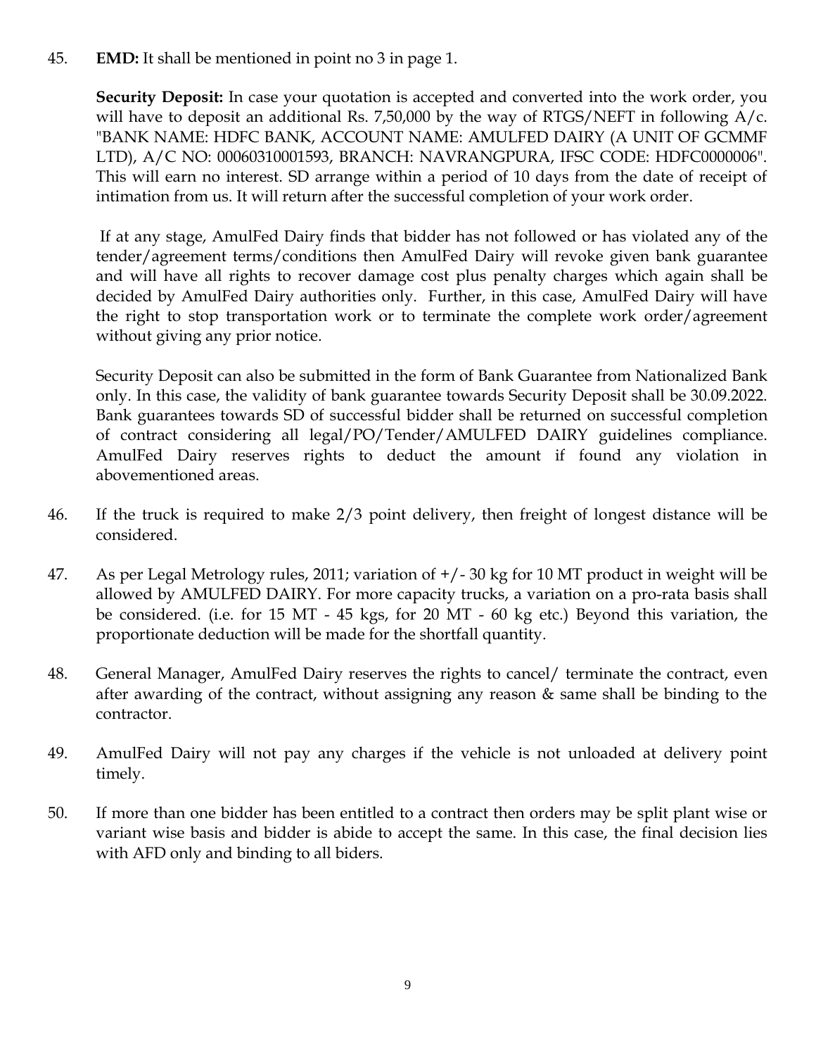45. **EMD:** It shall be mentioned in point no 3 in page 1.

    **Security Deposit:** In case your quotation is accepted and converted into the work order, you will have to deposit an additional Rs. 7,50,000 by the way of RTGS/NEFT in following A/c. "BANK NAME: HDFC BANK, ACCOUNT NAME: AMULFED DAIRY (A UNIT OF GCMMF LTD), A/C NO: 00060310001593, BRANCH: NAVRANGPURA, IFSC CODE: HDFC0000006". This will earn no interest. SD arrange within a period of 10 days from the date of receipt of intimation from us. It will return after the successful completion of your work order.

    If at any stage, AmulFed Dairy finds that bidder has not followed or has violated any of the tender/agreement terms/conditions then AmulFed Dairy will revoke given bank guarantee and will have all rights to recover damage cost plus penalty charges which again shall be decided by AmulFed Dairy authorities only. Further, in this case, AmulFed Dairy will have the right to stop transportation work or to terminate the complete work order/agreement without giving any prior notice.

    Security Deposit can also be submitted in the form of Bank Guarantee from Nationalized Bank only. In this case, the validity of bank guarantee towards Security Deposit shall be 30.09.2022. Bank guarantees towards SD of successful bidder shall be returned on successful completion of contract considering all legal/PO/Tender/AMULFED DAIRY guidelines compliance. AmulFed Dairy reserves rights to deduct the amount if found any violation in abovementioned areas.

46. If the truck is required to make 2/3 point delivery, then freight of longest distance will be considered.

47. As per Legal Metrology rules, 2011; variation of +/- 30 kg for 10 MT product in weight will be allowed by AMULFED DAIRY. For more capacity trucks, a variation on a pro-rata basis shall be considered. (i.e. for 15 MT - 45 kgs, for 20 MT - 60 kg etc.) Beyond this variation, the proportionate deduction will be made for the shortfall quantity.

48. General Manager, AmulFed Dairy reserves the rights to cancel/ terminate the contract, even after awarding of the contract, without assigning any reason & same shall be binding to the contractor.

49. AmulFed Dairy will not pay any charges if the vehicle is not unloaded at delivery point timely.

50. If more than one bidder has been entitled to a contract then orders may be split plant wise or variant wise basis and bidder is abide to accept the same. In this case, the final decision lies with AFD only and binding to all biders.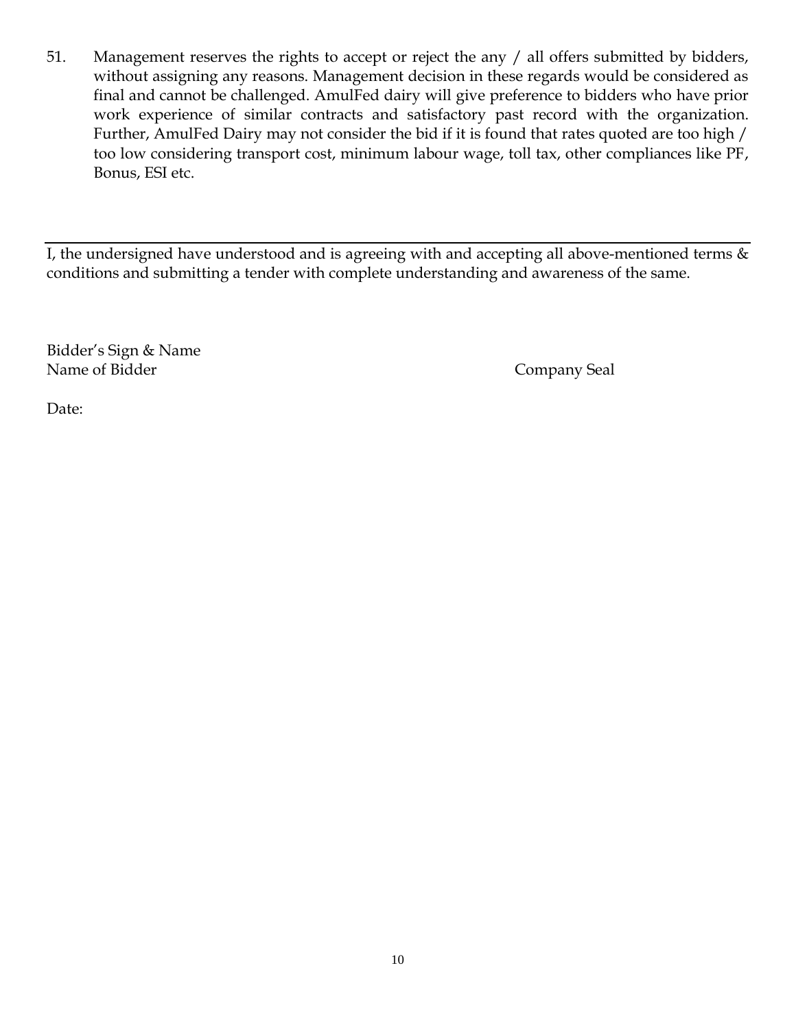51. Management reserves the rights to accept or reject the any / all offers submitted by bidders, without assigning any reasons. Management decision in these regards would be considered as final and cannot be challenged. AmulFed dairy will give preference to bidders who have prior work experience of similar contracts and satisfactory past record with the organization. Further, AmulFed Dairy may not consider the bid if it is found that rates quoted are too high / too low considering transport cost, minimum labour wage, toll tax, other compliances like PF, Bonus, ESI etc.

---

I, the undersigned have understood and is agreeing with and accepting all above-mentioned terms & conditions and submitting a tender with complete understanding and awareness of the same.

Bidder's Sign & Name
Name of Bidder

Company Seal

Date: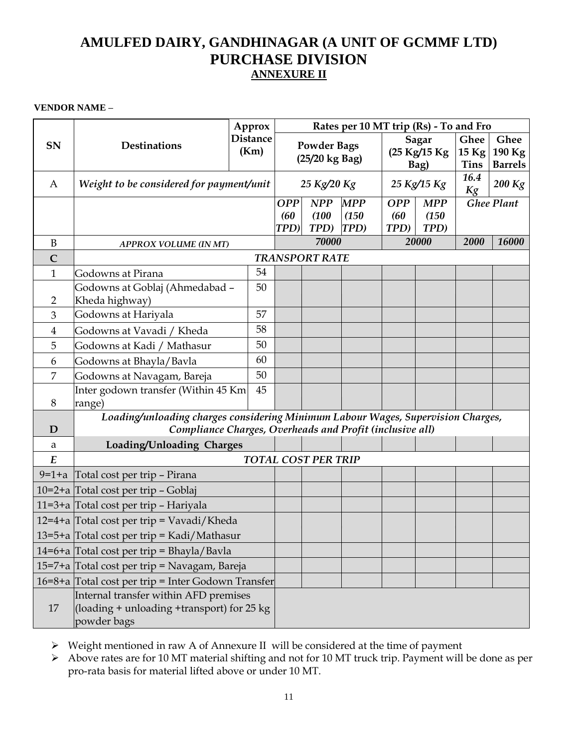# AMULFED DAIRY, GANDHINAGAR (A UNIT OF GCMMF LTD)
# PURCHASE DIVISION
## ANNEXURE II

**VENDOR NAME –**

| SN | Destinations | Approx Distance (Km) | Rates per 10 MT trip (Rs) - To and Fro | | | | | | |
|---|---|---|---|---|---|---|---|---|---|
| | | | Powder Bags (25/20 kg Bag) | | | Sagar (25 Kg/15 Kg Bag) | | Ghee 15 Kg Tins | Ghee 190 Kg Barrels |
| A | *Weight to be considered for payment/unit* | | *25 Kg/20 Kg* | | | *25 Kg/15 Kg* | | *16.4 Kg* | *200 Kg* |
| | | | *OPP (60 TPD)* | *NPP (100 TPD)* | *MPP (150 TPD)* | *OPP (60 TPD)* | *MPP (150 TPD)* | *Ghee Plant* | |
| B | *APPROX VOLUME (IN MT)* | | *70000* | | | *20000* | | *2000* | *16000* |
| **C** | ***TRANSPORT RATE*** | | | | | | | | |
| 1 | Godowns at Pirana | 54 | | | | | | | |
| 2 | Godowns at Goblaj (Ahmedabad – Kheda highway) | 50 | | | | | | | |
| 3 | Godowns at Hariyala | 57 | | | | | | | |
| 4 | Godowns at Vavadi / Kheda | 58 | | | | | | | |
| 5 | Godowns at Kadi / Mathasur | 50 | | | | | | | |
| 6 | Godowns at Bhayla/Bavla | 60 | | | | | | | |
| 7 | Godowns at Navagam, Bareja | 50 | | | | | | | |
| 8 | Inter godown transfer (Within 45 Km range) | 45 | | | | | | | |
| **D** | ***Loading/unloading charges considering Minimum Labour Wages, Supervision Charges, Compliance Charges, Overheads and Profit (inclusive all)*** | | | | | | | | |
| a | **Loading/Unloading Charges** | | | | | | | | |
| ***E*** | ***TOTAL COST PER TRIP*** | | | | | | | | |
| 9=1+a | Total cost per trip – Pirana | | | | | | | | |
| 10=2+a | Total cost per trip – Goblaj | | | | | | | | |
| 11=3+a | Total cost per trip – Hariyala | | | | | | | | |
| 12=4+a | Total cost per trip = Vavadi/Kheda | | | | | | | | |
| 13=5+a | Total cost per trip = Kadi/Mathasur | | | | | | | | |
| 14=6+a | Total cost per trip = Bhayla/Bavla | | | | | | | | |
| 15=7+a | Total cost per trip = Navagam, Bareja | | | | | | | | |
| 16=8+a | Total cost per trip = Inter Godown Transfer | | | | | | | | |
| 17 | Internal transfer within AFD premises (loading + unloading +transport) for 25 kg powder bags | | | | | | | | |

- Weight mentioned in raw A of Annexure II will be considered at the time of payment
- Above rates are for 10 MT material shifting and not for 10 MT truck trip. Payment will be done as per pro-rata basis for material lifted above or under 10 MT.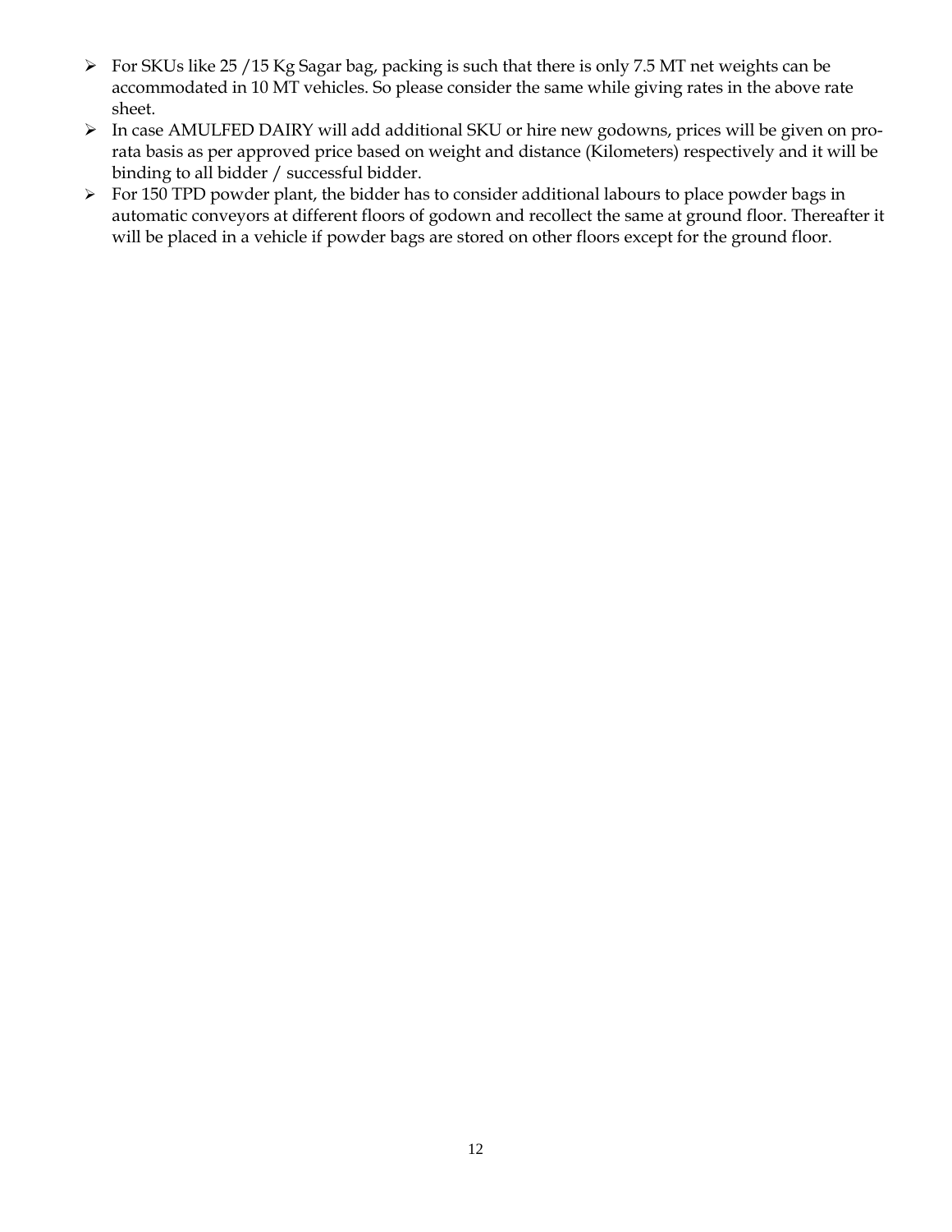- For SKUs like 25 /15 Kg Sagar bag, packing is such that there is only 7.5 MT net weights can be accommodated in 10 MT vehicles. So please consider the same while giving rates in the above rate sheet.
- In case AMULFED DAIRY will add additional SKU or hire new godowns, prices will be given on pro-rata basis as per approved price based on weight and distance (Kilometers) respectively and it will be binding to all bidder / successful bidder.
- For 150 TPD powder plant, the bidder has to consider additional labours to place powder bags in automatic conveyors at different floors of godown and recollect the same at ground floor. Thereafter it will be placed in a vehicle if powder bags are stored on other floors except for the ground floor.